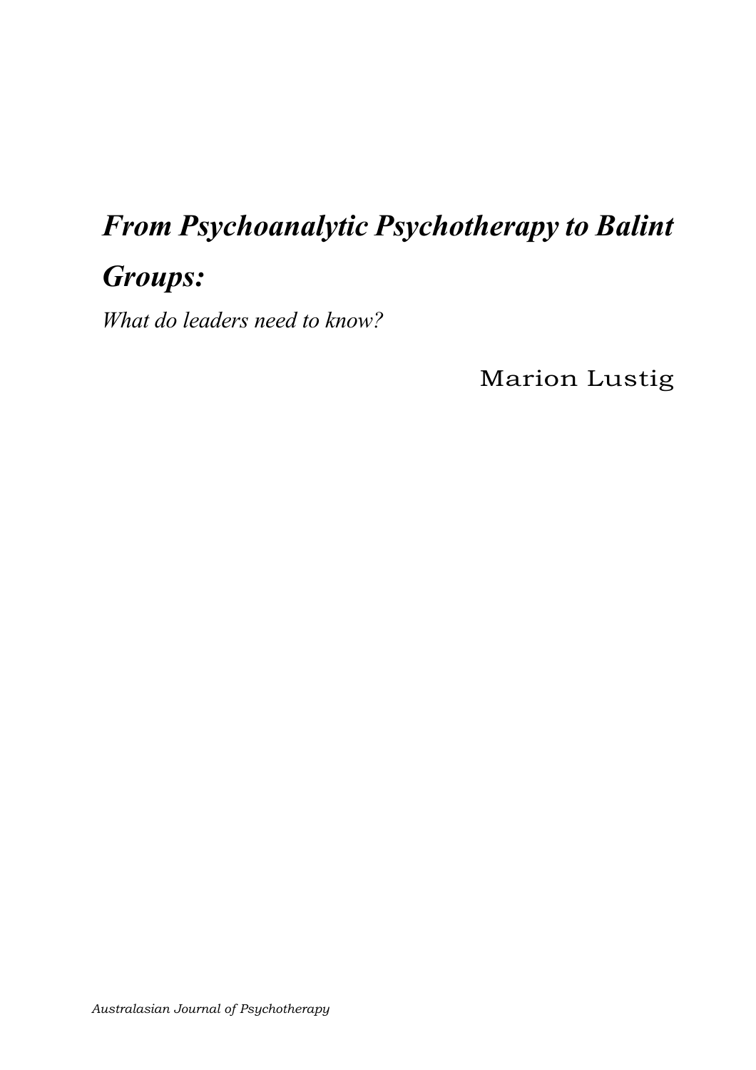# *From Psychoanalytic Psychotherapy to Balint Groups:*

*What do leaders need to know?*

Marion Lustig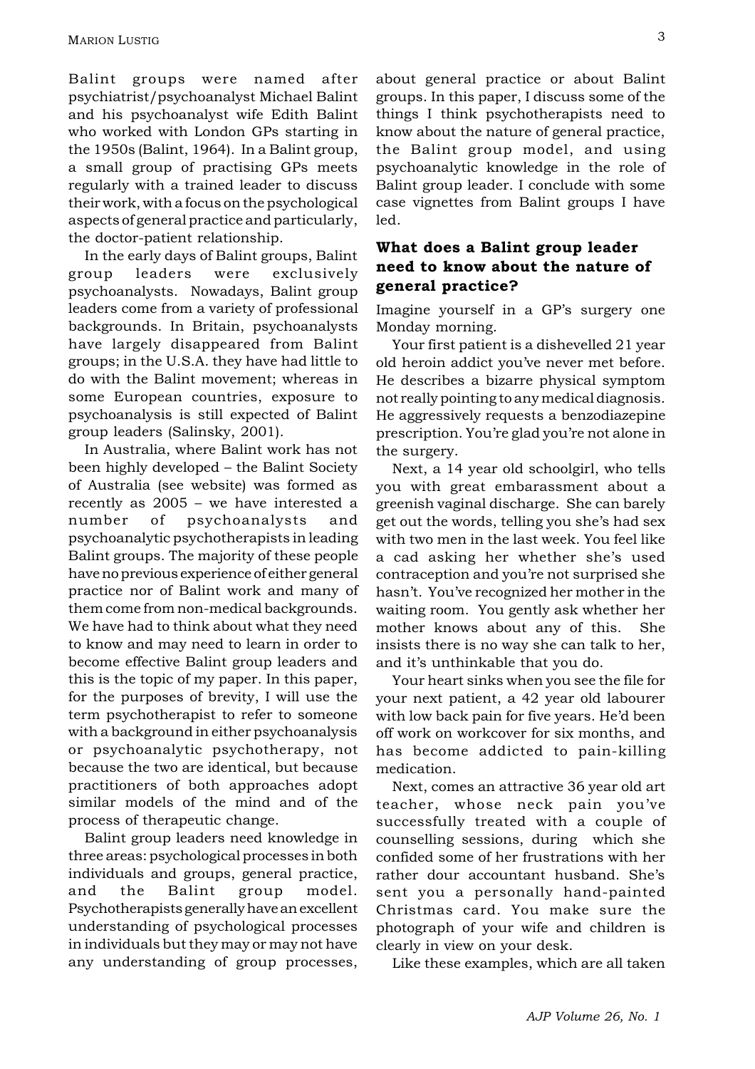Balint groups were named after psychiatrist/psychoanalyst Michael Balint and his psychoanalyst wife Edith Balint who worked with London GPs starting in the 1950s (Balint, 1964). In a Balint group, a small group of practising GPs meets regularly with a trained leader to discuss their work, with a focus on the psychological aspects of general practice and particularly, the doctor-patient relationship.

In the early days of Balint groups, Balint group leaders were exclusively psychoanalysts. Nowadays, Balint group leaders come from a variety of professional backgrounds. In Britain, psychoanalysts have largely disappeared from Balint groups; in the U.S.A. they have had little to do with the Balint movement; whereas in some European countries, exposure to psychoanalysis is still expected of Balint group leaders (Salinsky, 2001).

In Australia, where Balint work has not been highly developed – the Balint Society of Australia (see website) was formed as recently as 2005 – we have interested a number of psychoanalysts and psychoanalytic psychotherapists in leading Balint groups. The majority of these people have no previous experience of either general practice nor of Balint work and many of them come from non-medical backgrounds. We have had to think about what they need to know and may need to learn in order to become effective Balint group leaders and this is the topic of my paper. In this paper, for the purposes of brevity, I will use the term psychotherapist to refer to someone with a background in either psychoanalysis or psychoanalytic psychotherapy, not because the two are identical, but because practitioners of both approaches adopt similar models of the mind and of the process of therapeutic change.

Balint group leaders need knowledge in three areas: psychological processes in both individuals and groups, general practice, and the Balint group model. Psychotherapists generally have an excellent understanding of psychological processes in individuals but they may or may not have any understanding of group processes, about general practice or about Balint groups. In this paper, I discuss some of the things I think psychotherapists need to know about the nature of general practice, the Balint group model, and using psychoanalytic knowledge in the role of Balint group leader. I conclude with some case vignettes from Balint groups I have led.

## What does a Balint group leader need to know about the nature of general practice?

Imagine yourself in a GP's surgery one Monday morning.

Your first patient is a dishevelled 21 year old heroin addict you've never met before. He describes a bizarre physical symptom not really pointing to any medical diagnosis. He aggressively requests a benzodiazepine prescription. You're glad you're not alone in the surgery.

Next, a 14 year old schoolgirl, who tells you with great embarassment about a greenish vaginal discharge. She can barely get out the words, telling you she's had sex with two men in the last week. You feel like a cad asking her whether she's used contraception and you're not surprised she hasn't. You've recognized her mother in the waiting room. You gently ask whether her mother knows about any of this. She insists there is no way she can talk to her, and it's unthinkable that you do.

Your heart sinks when you see the file for your next patient, a 42 year old labourer with low back pain for five years. He'd been off work on workcover for six months, and has become addicted to pain-killing medication.

Next, comes an attractive 36 year old art teacher, whose neck pain you've successfully treated with a couple of counselling sessions, during which she confided some of her frustrations with her rather dour accountant husband. She's sent you a personally hand-painted Christmas card. You make sure the photograph of your wife and children is clearly in view on your desk.

Like these examples, which are all taken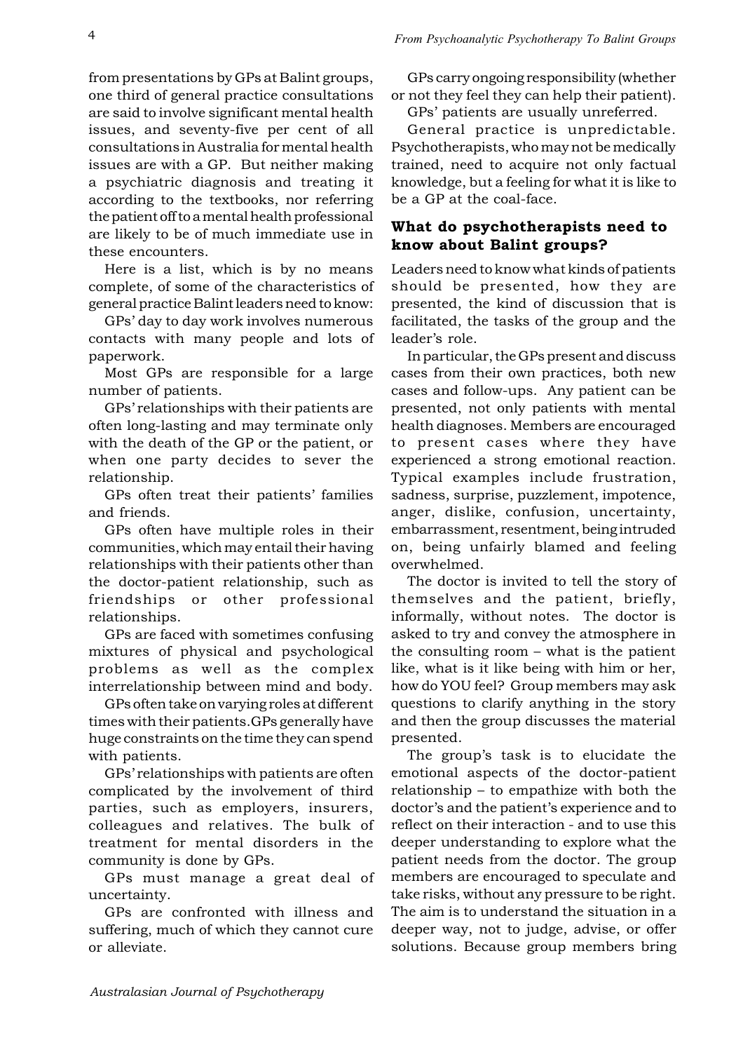from presentations by GPs at Balint groups, one third of general practice consultations are said to involve significant mental health issues, and seventy-five per cent of all consultations in Australia for mental health issues are with a GP. But neither making a psychiatric diagnosis and treating it according to the textbooks, nor referring the patient off to a mental health professional are likely to be of much immediate use in these encounters.

Here is a list, which is by no means complete, of some of the characteristics of general practice Balint leaders need to know:

GPs' day to day work involves numerous contacts with many people and lots of paperwork.

Most GPs are responsible for a large number of patients.

GPs' relationships with their patients are often long-lasting and may terminate only with the death of the GP or the patient, or when one party decides to sever the relationship.

GPs often treat their patients' families and friends.

GPs often have multiple roles in their communities, which may entail their having relationships with their patients other than the doctor-patient relationship, such as friendships or other professional relationships.

GPs are faced with sometimes confusing mixtures of physical and psychological problems as well as the complex interrelationship between mind and body.

GPs often take on varying roles at different times with their patients.GPs generally have huge constraints on the time they can spend with patients.

GPs' relationships with patients are often complicated by the involvement of third parties, such as employers, insurers, colleagues and relatives. The bulk of treatment for mental disorders in the community is done by GPs.

GPs must manage a great deal of uncertainty.

GPs are confronted with illness and suffering, much of which they cannot cure or alleviate.

GPs carry ongoing responsibility (whether or not they feel they can help their patient).

GPs' patients are usually unreferred.

General practice is unpredictable. Psychotherapists, who may not be medically trained, need to acquire not only factual knowledge, but a feeling for what it is like to be a GP at the coal-face.

## What do psychotherapists need to know about Balint groups?

Leaders need to know what kinds of patients should be presented, how they are presented, the kind of discussion that is facilitated, the tasks of the group and the leader's role.

In particular, the GPs present and discuss cases from their own practices, both new cases and follow-ups. Any patient can be presented, not only patients with mental health diagnoses. Members are encouraged to present cases where they have experienced a strong emotional reaction. Typical examples include frustration, sadness, surprise, puzzlement, impotence, anger, dislike, confusion, uncertainty, embarrassment, resentment, being intruded on, being unfairly blamed and feeling overwhelmed.

The doctor is invited to tell the story of themselves and the patient, briefly, informally, without notes. The doctor is asked to try and convey the atmosphere in the consulting room – what is the patient like, what is it like being with him or her, how do YOU feel? Group members may ask questions to clarify anything in the story and then the group discusses the material presented.

The group's task is to elucidate the emotional aspects of the doctor-patient relationship – to empathize with both the doctor's and the patient's experience and to reflect on their interaction - and to use this deeper understanding to explore what the patient needs from the doctor. The group members are encouraged to speculate and take risks, without any pressure to be right. The aim is to understand the situation in a deeper way, not to judge, advise, or offer solutions. Because group members bring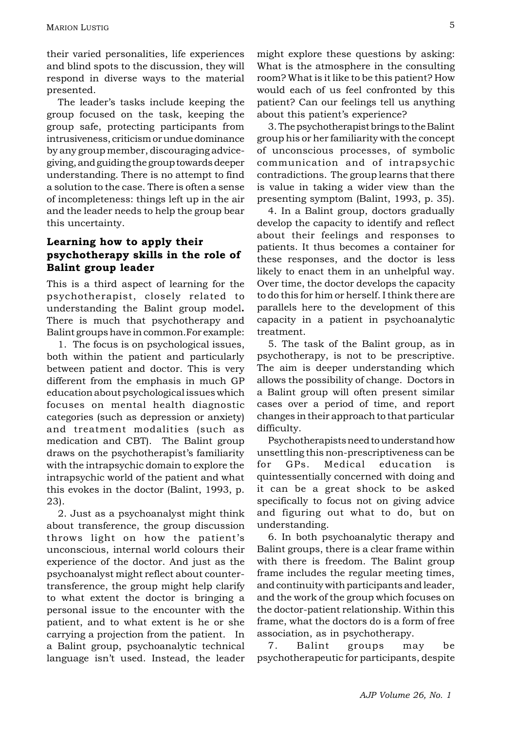their varied personalities, life experiences and blind spots to the discussion, they will respond in diverse ways to the material presented.

The leader's tasks include keeping the group focused on the task, keeping the group safe, protecting participants from intrusiveness, criticism or undue dominance by any group member, discouraging advice-giving, and guiding the group towards deeper understanding. There is no attempt to find a solution to the case. There is often a sense of incompleteness: things left up in the air and the leader needs to help the group bear this uncertainty.

## Learning how to apply their psychotherapy skills in the role of Balint group leader

This is a third aspect of learning for the psychotherapist, closely related to understanding the Balint group model**.** There is much that psychotherapy and Balint groups have in common.For example:

1. The focus is on psychological issues, both within the patient and particularly between patient and doctor. This is very different from the emphasis in much GP education about psychological issues which focuses on mental health diagnostic categories (such as depression or anxiety) and treatment modalities (such as medication and CBT). The Balint group draws on the psychotherapist's familiarity with the intrapsychic domain to explore the intrapsychic world of the patient and what this evokes in the doctor (Balint, 1993, p. 23).

2. Just as a psychoanalyst might think about transference, the group discussion throws light on how the patient's unconscious, internal world colours their experience of the doctor. And just as the psychoanalyst might reflect about counter-transference, the group might help clarify to what extent the doctor is bringing a personal issue to the encounter with the patient, and to what extent is he or she carrying a projection from the patient. In a Balint group, psychoanalytic technical language isn't used. Instead, the leader might explore these questions by asking: What is the atmosphere in the consulting room? What is it like to be this patient? How would each of us feel confronted by this patient? Can our feelings tell us anything about this patient's experience?

3. The psychotherapist brings to the Balint group his or her familiarity with the concept of unconscious processes, of symbolic communication and of intrapsychic contradictions. The group learns that there is value in taking a wider view than the presenting symptom (Balint, 1993, p. 35).

4. In a Balint group, doctors gradually develop the capacity to identify and reflect about their feelings and responses to patients. It thus becomes a container for these responses, and the doctor is less likely to enact them in an unhelpful way. Over time, the doctor develops the capacity to do this for him or herself. I think there are parallels here to the development of this capacity in a patient in psychoanalytic treatment.

5. The task of the Balint group, as in psychotherapy, is not to be prescriptive. The aim is deeper understanding which allows the possibility of change. Doctors in a Balint group will often present similar cases over a period of time, and report changes in their approach to that particular difficulty.

Psychotherapists need to understand how unsettling this non-prescriptiveness can be for GPs. Medical education is quintessentially concerned with doing and it can be a great shock to be asked specifically to focus not on giving advice and figuring out what to do, but on understanding.

6. In both psychoanalytic therapy and Balint groups, there is a clear frame within with there is freedom. The Balint group frame includes the regular meeting times, and continuity with participants and leader, and the work of the group which focuses on the doctor-patient relationship. Within this frame, what the doctors do is a form of free association, as in psychotherapy.

7. Balint groups may be psychotherapeutic for participants, despite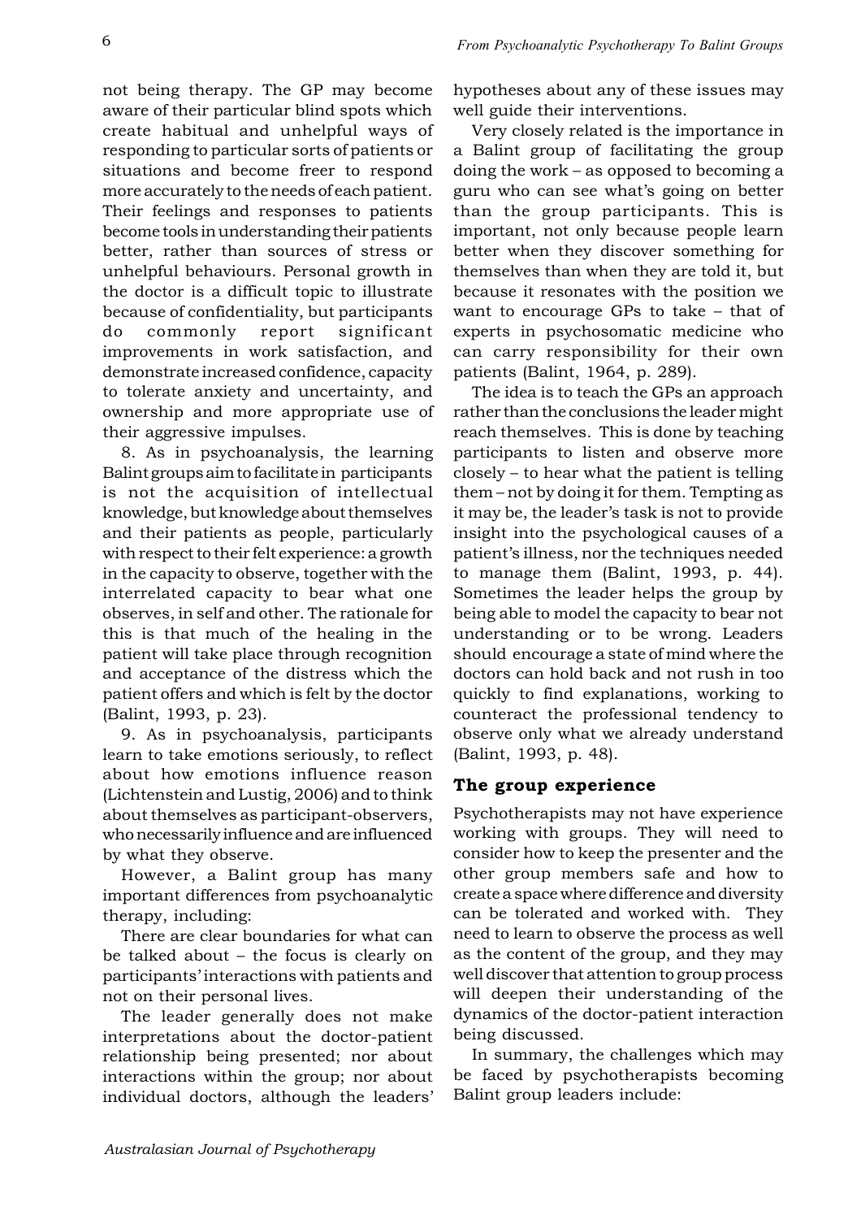not being therapy. The GP may become aware of their particular blind spots which create habitual and unhelpful ways of responding to particular sorts of patients or situations and become freer to respond more accurately to the needs of each patient. Their feelings and responses to patients become tools in understanding their patients better, rather than sources of stress or unhelpful behaviours. Personal growth in the doctor is a difficult topic to illustrate because of confidentiality, but participants do commonly report significant improvements in work satisfaction, and demonstrate increased confidence, capacity to tolerate anxiety and uncertainty, and ownership and more appropriate use of their aggressive impulses.

8. As in psychoanalysis, the learning Balint groups aim to facilitate in participants is not the acquisition of intellectual knowledge, but knowledge about themselves and their patients as people, particularly with respect to their felt experience: a growth in the capacity to observe, together with the interrelated capacity to bear what one observes, in self and other. The rationale for this is that much of the healing in the patient will take place through recognition and acceptance of the distress which the patient offers and which is felt by the doctor (Balint, 1993, p. 23).

9. As in psychoanalysis, participants learn to take emotions seriously, to reflect about how emotions influence reason (Lichtenstein and Lustig, 2006) and to think about themselves as participant-observers, who necessarily influence and are influenced by what they observe.

However, a Balint group has many important differences from psychoanalytic therapy, including:

There are clear boundaries for what can be talked about – the focus is clearly on participants' interactions with patients and not on their personal lives.

The leader generally does not make interpretations about the doctor-patient relationship being presented; nor about interactions within the group; nor about individual doctors, although the leaders' hypotheses about any of these issues may well guide their interventions.

Very closely related is the importance in a Balint group of facilitating the group doing the work – as opposed to becoming a guru who can see what's going on better than the group participants. This is important, not only because people learn better when they discover something for themselves than when they are told it, but because it resonates with the position we want to encourage GPs to take – that of experts in psychosomatic medicine who can carry responsibility for their own patients (Balint, 1964, p. 289).

The idea is to teach the GPs an approach rather than the conclusions the leader might reach themselves. This is done by teaching participants to listen and observe more closely – to hear what the patient is telling them – not by doing it for them. Tempting as it may be, the leader's task is not to provide insight into the psychological causes of a patient's illness, nor the techniques needed to manage them (Balint, 1993, p. 44). Sometimes the leader helps the group by being able to model the capacity to bear not understanding or to be wrong. Leaders should encourage a state of mind where the doctors can hold back and not rush in too quickly to find explanations, working to counteract the professional tendency to observe only what we already understand (Balint, 1993, p. 48).

## The group experience

Psychotherapists may not have experience working with groups. They will need to consider how to keep the presenter and the other group members safe and how to create a space where difference and diversity can be tolerated and worked with. They need to learn to observe the process as well as the content of the group, and they may well discover that attention to group process will deepen their understanding of the dynamics of the doctor-patient interaction being discussed.

In summary, the challenges which may be faced by psychotherapists becoming Balint group leaders include: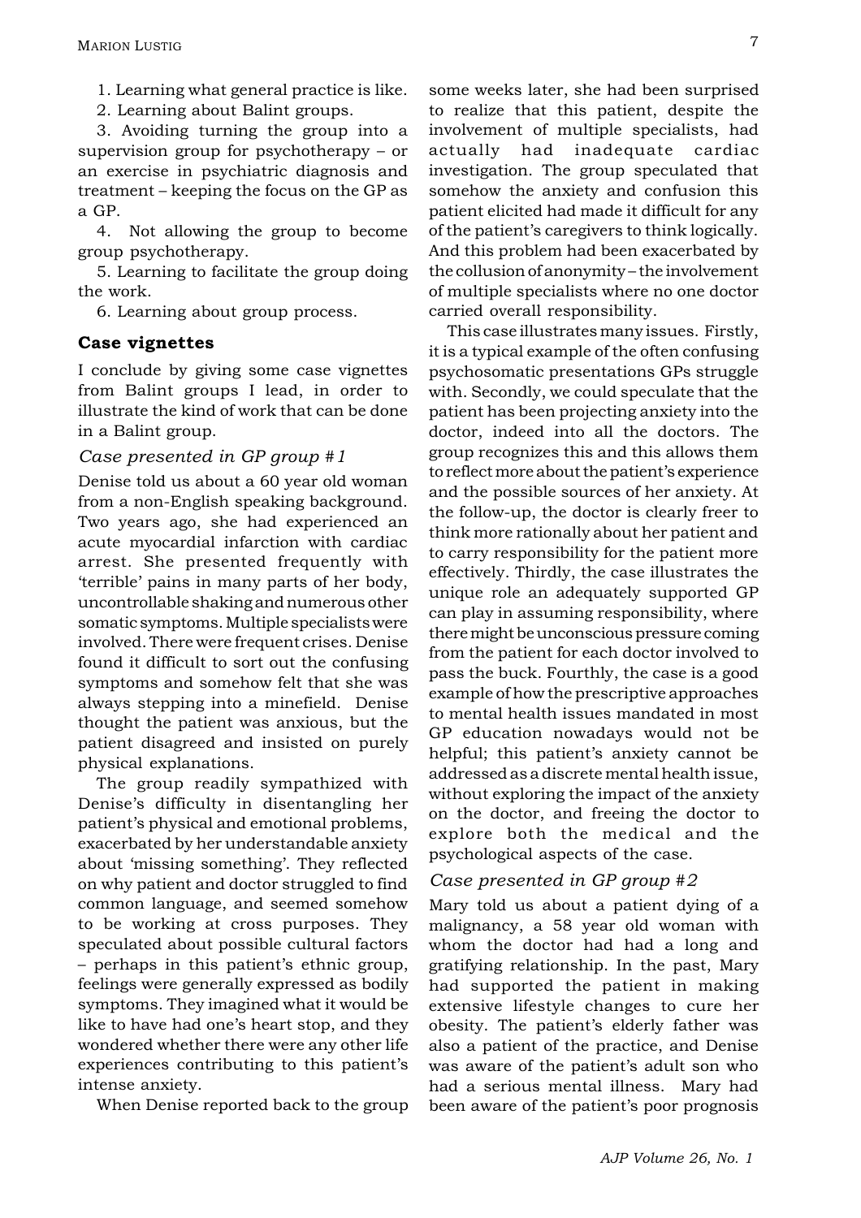1. Learning what general practice is like.
2. Learning about Balint groups.
3. Avoiding turning the group into a supervision group for psychotherapy – or an exercise in psychiatric diagnosis and treatment – keeping the focus on the GP as a GP.
4. Not allowing the group to become group psychotherapy.
5. Learning to facilitate the group doing the work.
6. Learning about group process.

## Case vignettes

I conclude by giving some case vignettes from Balint groups I lead, in order to illustrate the kind of work that can be done in a Balint group.

### *Case presented in GP group #1*

Denise told us about a 60 year old woman from a non-English speaking background. Two years ago, she had experienced an acute myocardial infarction with cardiac arrest. She presented frequently with 'terrible' pains in many parts of her body, uncontrollable shaking and numerous other somatic symptoms. Multiple specialists were involved. There were frequent crises. Denise found it difficult to sort out the confusing symptoms and somehow felt that she was always stepping into a minefield. Denise thought the patient was anxious, but the patient disagreed and insisted on purely physical explanations.

The group readily sympathized with Denise's difficulty in disentangling her patient's physical and emotional problems, exacerbated by her understandable anxiety about 'missing something'. They reflected on why patient and doctor struggled to find common language, and seemed somehow to be working at cross purposes. They speculated about possible cultural factors – perhaps in this patient's ethnic group, feelings were generally expressed as bodily symptoms. They imagined what it would be like to have had one's heart stop, and they wondered whether there were any other life experiences contributing to this patient's intense anxiety.

When Denise reported back to the group some weeks later, she had been surprised to realize that this patient, despite the involvement of multiple specialists, had actually had inadequate cardiac investigation. The group speculated that somehow the anxiety and confusion this patient elicited had made it difficult for any of the patient's caregivers to think logically. And this problem had been exacerbated by the collusion of anonymity – the involvement of multiple specialists where no one doctor carried overall responsibility.

This case illustrates many issues. Firstly, it is a typical example of the often confusing psychosomatic presentations GPs struggle with. Secondly, we could speculate that the patient has been projecting anxiety into the doctor, indeed into all the doctors. The group recognizes this and this allows them to reflect more about the patient's experience and the possible sources of her anxiety. At the follow-up, the doctor is clearly freer to think more rationally about her patient and to carry responsibility for the patient more effectively. Thirdly, the case illustrates the unique role an adequately supported GP can play in assuming responsibility, where there might be unconscious pressure coming from the patient for each doctor involved to pass the buck. Fourthly, the case is a good example of how the prescriptive approaches to mental health issues mandated in most GP education nowadays would not be helpful; this patient's anxiety cannot be addressed as a discrete mental health issue, without exploring the impact of the anxiety on the doctor, and freeing the doctor to explore both the medical and the psychological aspects of the case.

### *Case presented in GP group #2*

Mary told us about a patient dying of a malignancy, a 58 year old woman with whom the doctor had had a long and gratifying relationship. In the past, Mary had supported the patient in making extensive lifestyle changes to cure her obesity. The patient's elderly father was also a patient of the practice, and Denise was aware of the patient's adult son who had a serious mental illness. Mary had been aware of the patient's poor prognosis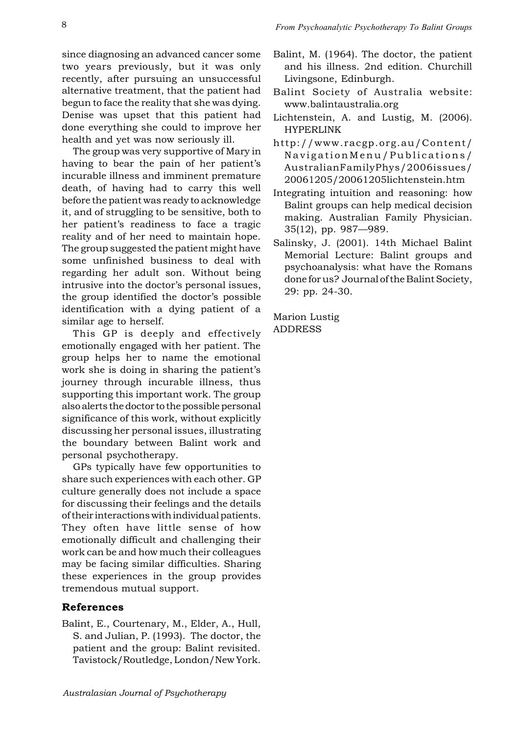since diagnosing an advanced cancer some two years previously, but it was only recently, after pursuing an unsuccessful alternative treatment, that the patient had begun to face the reality that she was dying. Denise was upset that this patient had done everything she could to improve her health and yet was now seriously ill.

The group was very supportive of Mary in having to bear the pain of her patient's incurable illness and imminent premature death, of having had to carry this well before the patient was ready to acknowledge it, and of struggling to be sensitive, both to her patient's readiness to face a tragic reality and of her need to maintain hope. The group suggested the patient might have some unfinished business to deal with regarding her adult son. Without being intrusive into the doctor's personal issues, the group identified the doctor's possible identification with a dying patient of a similar age to herself.

This GP is deeply and effectively emotionally engaged with her patient. The group helps her to name the emotional work she is doing in sharing the patient's journey through incurable illness, thus supporting this important work. The group also alerts the doctor to the possible personal significance of this work, without explicitly discussing her personal issues, illustrating the boundary between Balint work and personal psychotherapy.

GPs typically have few opportunities to share such experiences with each other. GP culture generally does not include a space for discussing their feelings and the details of their interactions with individual patients. They often have little sense of how emotionally difficult and challenging their work can be and how much their colleagues may be facing similar difficulties. Sharing these experiences in the group provides tremendous mutual support.

## References

Balint, E., Courtenary, M., Elder, A., Hull, S. and Julian, P. (1993). The doctor, the patient and the group: Balint revisited. Tavistock/Routledge, London/New York.

Balint, M. (1964). The doctor, the patient and his illness. 2nd edition. Churchill Livingsone, Edinburgh.

Balint Society of Australia website: www.balintaustralia.org

Lichtenstein, A. and Lustig, M. (2006). HYPERLINK

http://www.racgp.org.au/Content/NavigationMenu/Publications/AustralianFamilyPhys/2006issues/20061205/20061205lichtenstein.htm

Integrating intuition and reasoning: how Balint groups can help medical decision making. Australian Family Physician. 35(12), pp. 987—989.

Salinsky, J. (2001). 14th Michael Balint Memorial Lecture: Balint groups and psychoanalysis: what have the Romans done for us? Journal of the Balint Society, 29: pp. 24-30.

Marion Lustig
ADDRESS